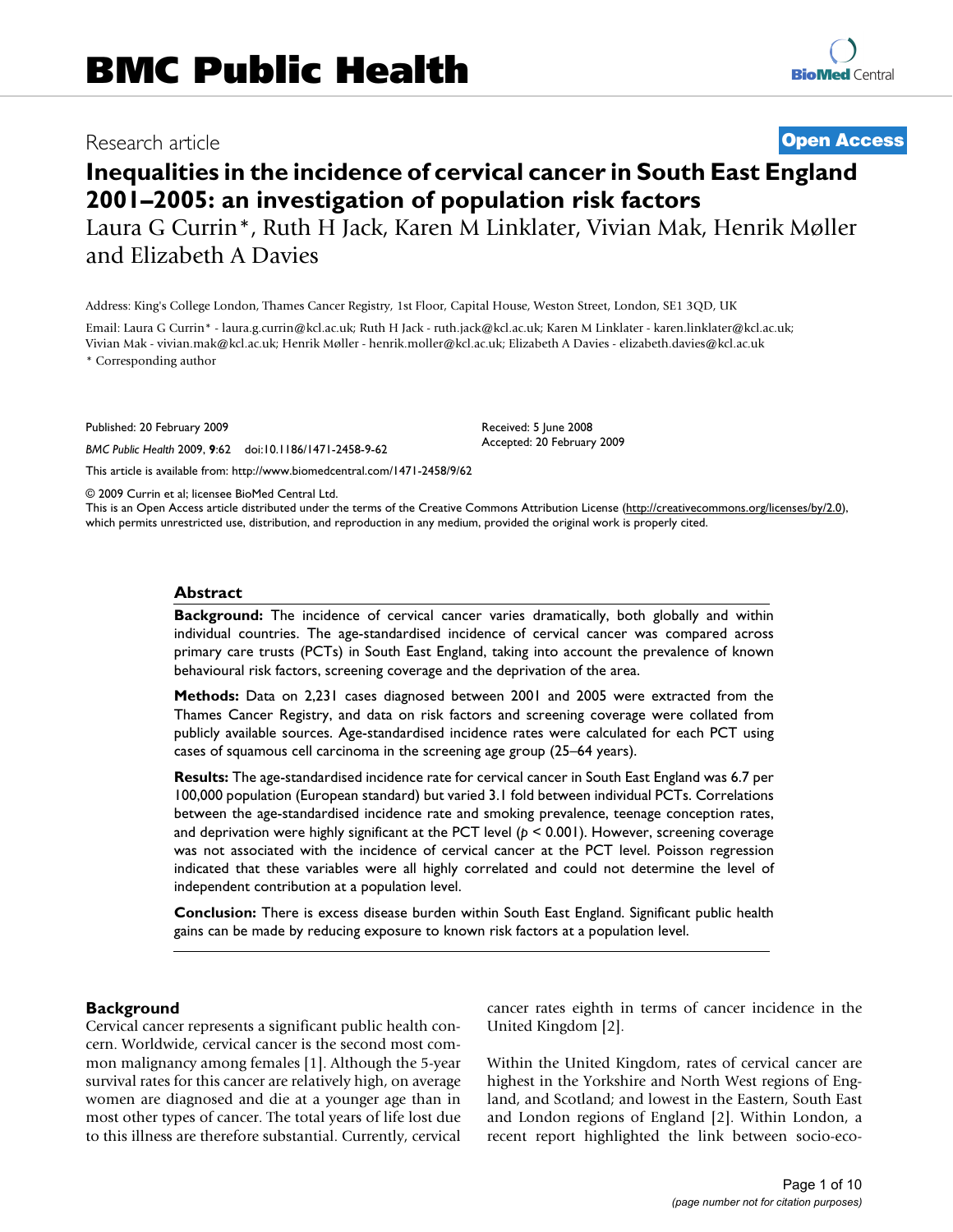Research article

**Open Access**

# Inequalities in the incidence of cervical cancer in South East England 2001–2005: an investigation of population risk factors

Laura G Currin*, Ruth H Jack, Karen M Linklater, Vivian Mak, Henrik Møller and Elizabeth A Davies

Address: King's College London, Thames Cancer Registry, 1st Floor, Capital House, Weston Street, London, SE1 3QD, UK

Email: Laura G Currin* - laura.g.currin@kcl.ac.uk; Ruth H Jack - ruth.jack@kcl.ac.uk; Karen M Linklater - karen.linklater@kcl.ac.uk; Vivian Mak - vivian.mak@kcl.ac.uk; Henrik Møller - henrik.moller@kcl.ac.uk; Elizabeth A Davies - elizabeth.davies@kcl.ac.uk

* Corresponding author

Published: 20 February 2009

*BMC Public Health* 2009, **9**:62 doi:10.1186/1471-2458-9-62

Received: 5 June 2008
Accepted: 20 February 2009

This article is available from: http://www.biomedcentral.com/1471-2458/9/62

© 2009 Currin et al; licensee BioMed Central Ltd.
This is an Open Access article distributed under the terms of the Creative Commons Attribution License (http://creativecommons.org/licenses/by/2.0), which permits unrestricted use, distribution, and reproduction in any medium, provided the original work is properly cited.

## Abstract

**Background:** The incidence of cervical cancer varies dramatically, both globally and within individual countries. The age-standardised incidence of cervical cancer was compared across primary care trusts (PCTs) in South East England, taking into account the prevalence of known behavioural risk factors, screening coverage and the deprivation of the area.

**Methods:** Data on 2,231 cases diagnosed between 2001 and 2005 were extracted from the Thames Cancer Registry, and data on risk factors and screening coverage were collated from publicly available sources. Age-standardised incidence rates were calculated for each PCT using cases of squamous cell carcinoma in the screening age group (25–64 years).

**Results:** The age-standardised incidence rate for cervical cancer in South East England was 6.7 per 100,000 population (European standard) but varied 3.1 fold between individual PCTs. Correlations between the age-standardised incidence rate and smoking prevalence, teenage conception rates, and deprivation were highly significant at the PCT level ($p < 0.001$). However, screening coverage was not associated with the incidence of cervical cancer at the PCT level. Poisson regression indicated that these variables were all highly correlated and could not determine the level of independent contribution at a population level.

**Conclusion:** There is excess disease burden within South East England. Significant public health gains can be made by reducing exposure to known risk factors at a population level.

## Background

Cervical cancer represents a significant public health concern. Worldwide, cervical cancer is the second most common malignancy among females [1]. Although the 5-year survival rates for this cancer are relatively high, on average women are diagnosed and die at a younger age than in most other types of cancer. The total years of life lost due to this illness are therefore substantial. Currently, cervical cancer rates eighth in terms of cancer incidence in the United Kingdom [2].

Within the United Kingdom, rates of cervical cancer are highest in the Yorkshire and North West regions of England, and Scotland; and lowest in the Eastern, South East and London regions of England [2]. Within London, a recent report highlighted the link between socio-eco-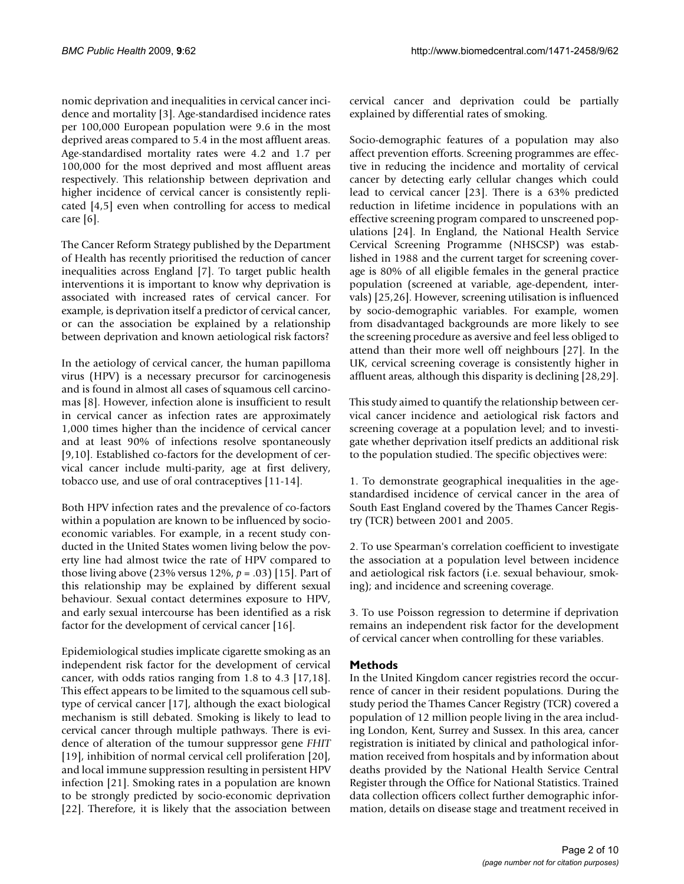nomic deprivation and inequalities in cervical cancer incidence and mortality [3]. Age-standardised incidence rates per 100,000 European population were 9.6 in the most deprived areas compared to 5.4 in the most affluent areas. Age-standardised mortality rates were 4.2 and 1.7 per 100,000 for the most deprived and most affluent areas respectively. This relationship between deprivation and higher incidence of cervical cancer is consistently replicated [4,5] even when controlling for access to medical care [6].

The Cancer Reform Strategy published by the Department of Health has recently prioritised the reduction of cancer inequalities across England [7]. To target public health interventions it is important to know why deprivation is associated with increased rates of cervical cancer. For example, is deprivation itself a predictor of cervical cancer, or can the association be explained by a relationship between deprivation and known aetiological risk factors?

In the aetiology of cervical cancer, the human papilloma virus (HPV) is a necessary precursor for carcinogenesis and is found in almost all cases of squamous cell carcinomas [8]. However, infection alone is insufficient to result in cervical cancer as infection rates are approximately 1,000 times higher than the incidence of cervical cancer and at least 90% of infections resolve spontaneously [9,10]. Established co-factors for the development of cervical cancer include multi-parity, age at first delivery, tobacco use, and use of oral contraceptives [11-14].

Both HPV infection rates and the prevalence of co-factors within a population are known to be influenced by socio-economic variables. For example, in a recent study conducted in the United States women living below the poverty line had almost twice the rate of HPV compared to those living above (23% versus 12%, $p = .03$) [15]. Part of this relationship may be explained by different sexual behaviour. Sexual contact determines exposure to HPV, and early sexual intercourse has been identified as a risk factor for the development of cervical cancer [16].

Epidemiological studies implicate cigarette smoking as an independent risk factor for the development of cervical cancer, with odds ratios ranging from 1.8 to 4.3 [17,18]. This effect appears to be limited to the squamous cell subtype of cervical cancer [17], although the exact biological mechanism is still debated. Smoking is likely to lead to cervical cancer through multiple pathways. There is evidence of alteration of the tumour suppressor gene *FHIT* [19], inhibition of normal cervical cell proliferation [20], and local immune suppression resulting in persistent HPV infection [21]. Smoking rates in a population are known to be strongly predicted by socio-economic deprivation [22]. Therefore, it is likely that the association between cervical cancer and deprivation could be partially explained by differential rates of smoking.

Socio-demographic features of a population may also affect prevention efforts. Screening programmes are effective in reducing the incidence and mortality of cervical cancer by detecting early cellular changes which could lead to cervical cancer [23]. There is a 63% predicted reduction in lifetime incidence in populations with an effective screening program compared to unscreened populations [24]. In England, the National Health Service Cervical Screening Programme (NHSCSP) was established in 1988 and the current target for screening coverage is 80% of all eligible females in the general practice population (screened at variable, age-dependent, intervals) [25,26]. However, screening utilisation is influenced by socio-demographic variables. For example, women from disadvantaged backgrounds are more likely to see the screening procedure as aversive and feel less obliged to attend than their more well off neighbours [27]. In the UK, cervical screening coverage is consistently higher in affluent areas, although this disparity is declining [28,29].

This study aimed to quantify the relationship between cervical cancer incidence and aetiological risk factors and screening coverage at a population level; and to investigate whether deprivation itself predicts an additional risk to the population studied. The specific objectives were:

1. To demonstrate geographical inequalities in the age-standardised incidence of cervical cancer in the area of South East England covered by the Thames Cancer Registry (TCR) between 2001 and 2005.

2. To use Spearman's correlation coefficient to investigate the association at a population level between incidence and aetiological risk factors (i.e. sexual behaviour, smoking); and incidence and screening coverage.

3. To use Poisson regression to determine if deprivation remains an independent risk factor for the development of cervical cancer when controlling for these variables.

## Methods

In the United Kingdom cancer registries record the occurrence of cancer in their resident populations. During the study period the Thames Cancer Registry (TCR) covered a population of 12 million people living in the area including London, Kent, Surrey and Sussex. In this area, cancer registration is initiated by clinical and pathological information received from hospitals and by information about deaths provided by the National Health Service Central Register through the Office for National Statistics. Trained data collection officers collect further demographic information, details on disease stage and treatment received in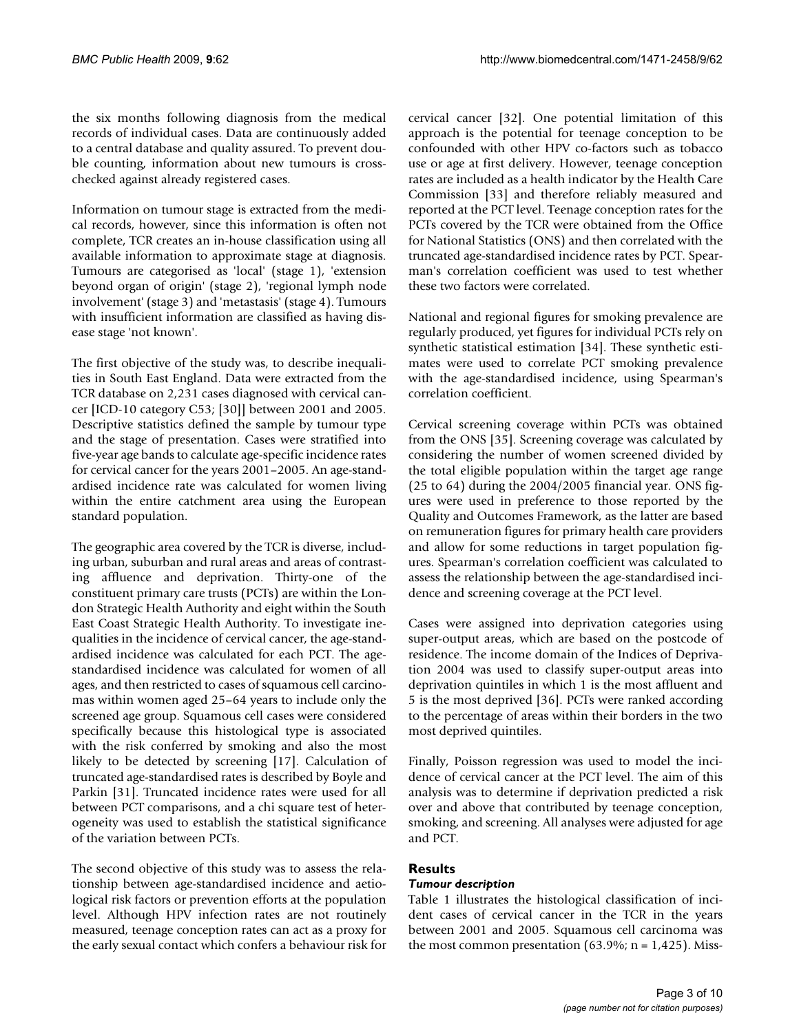the six months following diagnosis from the medical records of individual cases. Data are continuously added to a central database and quality assured. To prevent double counting, information about new tumours is cross-checked against already registered cases.

Information on tumour stage is extracted from the medical records, however, since this information is often not complete, TCR creates an in-house classification using all available information to approximate stage at diagnosis. Tumours are categorised as 'local' (stage 1), 'extension beyond organ of origin' (stage 2), 'regional lymph node involvement' (stage 3) and 'metastasis' (stage 4). Tumours with insufficient information are classified as having disease stage 'not known'.

The first objective of the study was, to describe inequalities in South East England. Data were extracted from the TCR database on 2,231 cases diagnosed with cervical cancer [ICD-10 category C53; [30]] between 2001 and 2005. Descriptive statistics defined the sample by tumour type and the stage of presentation. Cases were stratified into five-year age bands to calculate age-specific incidence rates for cervical cancer for the years 2001–2005. An age-standardised incidence rate was calculated for women living within the entire catchment area using the European standard population.

The geographic area covered by the TCR is diverse, including urban, suburban and rural areas and areas of contrasting affluence and deprivation. Thirty-one of the constituent primary care trusts (PCTs) are within the London Strategic Health Authority and eight within the South East Coast Strategic Health Authority. To investigate inequalities in the incidence of cervical cancer, the age-standardised incidence was calculated for each PCT. The age-standardised incidence was calculated for women of all ages, and then restricted to cases of squamous cell carcinomas within women aged 25–64 years to include only the screened age group. Squamous cell cases were considered specifically because this histological type is associated with the risk conferred by smoking and also the most likely to be detected by screening [17]. Calculation of truncated age-standardised rates is described by Boyle and Parkin [31]. Truncated incidence rates were used for all between PCT comparisons, and a chi square test of heterogeneity was used to establish the statistical significance of the variation between PCTs.

The second objective of this study was to assess the relationship between age-standardised incidence and aetiological risk factors or prevention efforts at the population level. Although HPV infection rates are not routinely measured, teenage conception rates can act as a proxy for the early sexual contact which confers a behaviour risk for cervical cancer [32]. One potential limitation of this approach is the potential for teenage conception to be confounded with other HPV co-factors such as tobacco use or age at first delivery. However, teenage conception rates are included as a health indicator by the Health Care Commission [33] and therefore reliably measured and reported at the PCT level. Teenage conception rates for the PCTs covered by the TCR were obtained from the Office for National Statistics (ONS) and then correlated with the truncated age-standardised incidence rates by PCT. Spearman's correlation coefficient was used to test whether these two factors were correlated.

National and regional figures for smoking prevalence are regularly produced, yet figures for individual PCTs rely on synthetic statistical estimation [34]. These synthetic estimates were used to correlate PCT smoking prevalence with the age-standardised incidence, using Spearman's correlation coefficient.

Cervical screening coverage within PCTs was obtained from the ONS [35]. Screening coverage was calculated by considering the number of women screened divided by the total eligible population within the target age range (25 to 64) during the 2004/2005 financial year. ONS figures were used in preference to those reported by the Quality and Outcomes Framework, as the latter are based on remuneration figures for primary health care providers and allow for some reductions in target population figures. Spearman's correlation coefficient was calculated to assess the relationship between the age-standardised incidence and screening coverage at the PCT level.

Cases were assigned into deprivation categories using super-output areas, which are based on the postcode of residence. The income domain of the Indices of Deprivation 2004 was used to classify super-output areas into deprivation quintiles in which 1 is the most affluent and 5 is the most deprived [36]. PCTs were ranked according to the percentage of areas within their borders in the two most deprived quintiles.

Finally, Poisson regression was used to model the incidence of cervical cancer at the PCT level. The aim of this analysis was to determine if deprivation predicted a risk over and above that contributed by teenage conception, smoking, and screening. All analyses were adjusted for age and PCT.

## Results

### *Tumour description*

Table 1 illustrates the histological classification of incident cases of cervical cancer in the TCR in the years between 2001 and 2005. Squamous cell carcinoma was the most common presentation (63.9%; n = 1,425). Miss-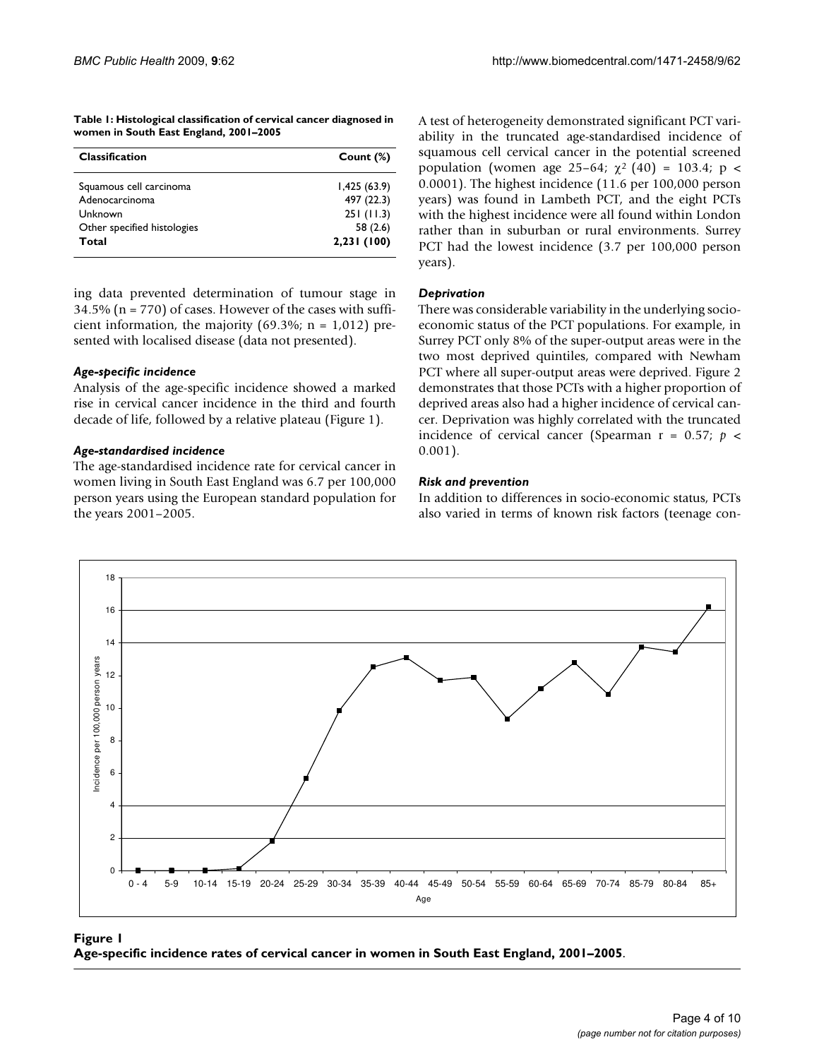**Table 1: Histological classification of cervical cancer diagnosed in women in South East England, 2001–2005**

| Classification | Count (%) |
| --- | --- |
| Squamous cell carcinoma | 1,425 (63.9) |
| Adenocarcinoma | 497 (22.3) |
| Unknown | 251 (11.3) |
| Other specified histologies | 58 (2.6) |
| **Total** | **2,231 (100)** |

ing data prevented determination of tumour stage in 34.5% (n = 770) of cases. However of the cases with sufficient information, the majority (69.3%; n = 1,012) presented with localised disease (data not presented).

### *Age-specific incidence*

Analysis of the age-specific incidence showed a marked rise in cervical cancer incidence in the third and fourth decade of life, followed by a relative plateau (Figure 1).

### *Age-standardised incidence*

The age-standardised incidence rate for cervical cancer in women living in South East England was 6.7 per 100,000 person years using the European standard population for the years 2001–2005.

A test of heterogeneity demonstrated significant PCT variability in the truncated age-standardised incidence of squamous cell cervical cancer in the potential screened population (women age 25–64; $\chi^2$ (40) = 103.4; p < 0.0001). The highest incidence (11.6 per 100,000 person years) was found in Lambeth PCT, and the eight PCTs with the highest incidence were all found within London rather than in suburban or rural environments. Surrey PCT had the lowest incidence (3.7 per 100,000 person years).

### *Deprivation*

There was considerable variability in the underlying socio-economic status of the PCT populations. For example, in Surrey PCT only 8% of the super-output areas were in the two most deprived quintiles, compared with Newham PCT where all super-output areas were deprived. Figure 2 demonstrates that those PCTs with a higher proportion of deprived areas also had a higher incidence of cervical cancer. Deprivation was highly correlated with the truncated incidence of cervical cancer (Spearman r = 0.57; $p < 0.001$).

### *Risk and prevention*

In addition to differences in socio-economic status, PCTs also varied in terms of known risk factors (teenage con-

**Figure 1**
**Age-specific incidence rates of cervical cancer in women in South East England, 2001–2005**.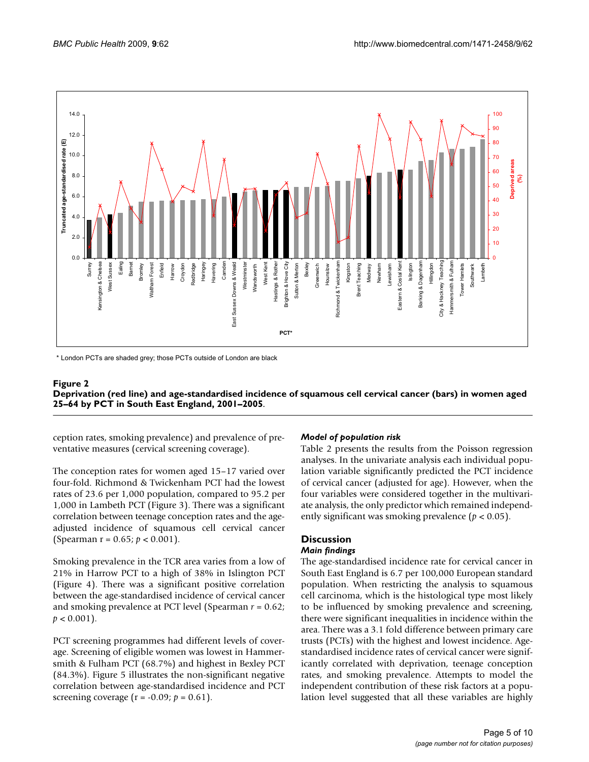\* London PCTs are shaded grey; those PCTs outside of London are black

**Figure 2**
**Deprivation (red line) and age-standardised incidence of squamous cell cervical cancer (bars) in women aged 25–64 by PCT in South East England, 2001–2005.**

ception rates, smoking prevalence) and prevalence of preventative measures (cervical screening coverage).

The conception rates for women aged 15–17 varied over four-fold. Richmond & Twickenham PCT had the lowest rates of 23.6 per 1,000 population, compared to 95.2 per 1,000 in Lambeth PCT (Figure 3). There was a significant correlation between teenage conception rates and the age-adjusted incidence of squamous cell cervical cancer (Spearman r = 0.65; $p < 0.001$).

Smoking prevalence in the TCR area varies from a low of 21% in Harrow PCT to a high of 38% in Islington PCT (Figure 4). There was a significant positive correlation between the age-standardised incidence of cervical cancer and smoking prevalence at PCT level (Spearman $r = 0.62$; $p < 0.001$).

PCT screening programmes had different levels of coverage. Screening of eligible women was lowest in Hammersmith & Fulham PCT (68.7%) and highest in Bexley PCT (84.3%). Figure 5 illustrates the non-significant negative correlation between age-standardised incidence and PCT screening coverage (r = -0.09; $p = 0.61$).

### *Model of population risk*

Table 2 presents the results from the Poisson regression analyses. In the univariate analysis each individual population variable significantly predicted the PCT incidence of cervical cancer (adjusted for age). However, when the four variables were considered together in the multivariate analysis, the only predictor which remained independently significant was smoking prevalence ($p < 0.05$).

## Discussion

### *Main findings*

The age-standardised incidence rate for cervical cancer in South East England is 6.7 per 100,000 European standard population. When restricting the analysis to squamous cell carcinoma, which is the histological type most likely to be influenced by smoking prevalence and screening, there were significant inequalities in incidence within the area. There was a 3.1 fold difference between primary care trusts (PCTs) with the highest and lowest incidence. Age-standardised incidence rates of cervical cancer were significantly correlated with deprivation, teenage conception rates, and smoking prevalence. Attempts to model the independent contribution of these risk factors at a population level suggested that all these variables are highly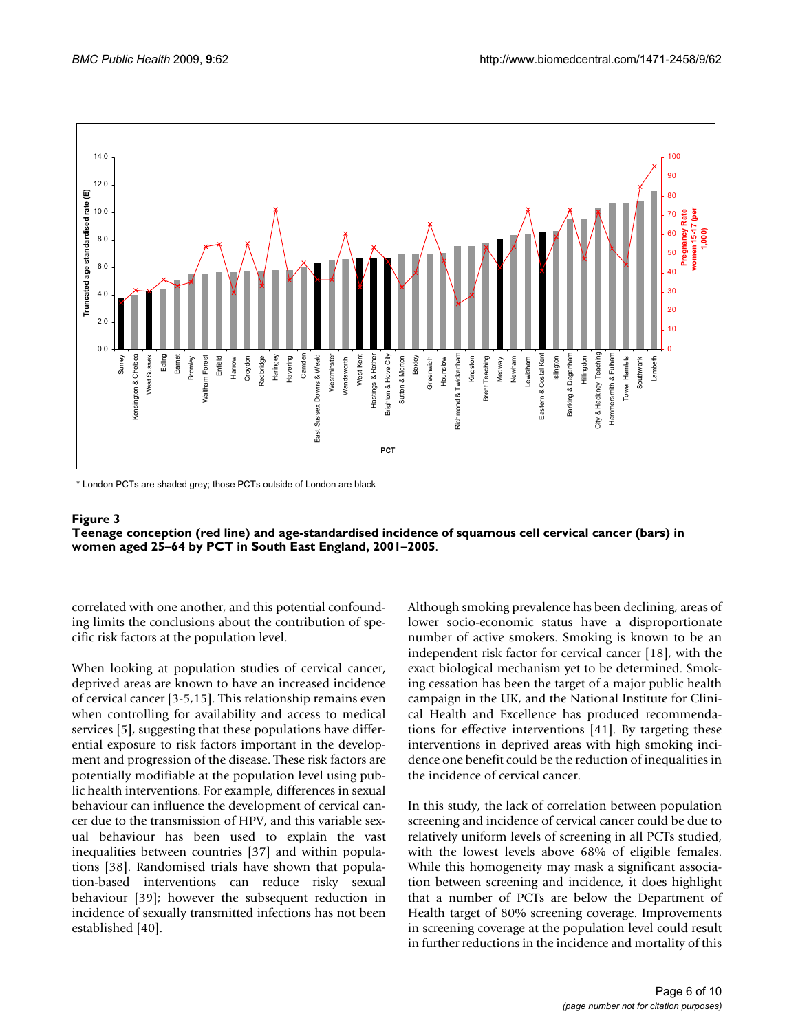\* London PCTs are shaded grey; those PCTs outside of London are black

**Figure 3**
**Teenage conception (red line) and age-standardised incidence of squamous cell cervical cancer (bars) in women aged 25–64 by PCT in South East England, 2001–2005.**

correlated with one another, and this potential confounding limits the conclusions about the contribution of specific risk factors at the population level.

When looking at population studies of cervical cancer, deprived areas are known to have an increased incidence of cervical cancer [3-5,15]. This relationship remains even when controlling for availability and access to medical services [5], suggesting that these populations have differential exposure to risk factors important in the development and progression of the disease. These risk factors are potentially modifiable at the population level using public health interventions. For example, differences in sexual behaviour can influence the development of cervical cancer due to the transmission of HPV, and this variable sexual behaviour has been used to explain the vast inequalities between countries [37] and within populations [38]. Randomised trials have shown that population-based interventions can reduce risky sexual behaviour [39]; however the subsequent reduction in incidence of sexually transmitted infections has not been established [40].

Although smoking prevalence has been declining, areas of lower socio-economic status have a disproportionate number of active smokers. Smoking is known to be an independent risk factor for cervical cancer [18], with the exact biological mechanism yet to be determined. Smoking cessation has been the target of a major public health campaign in the UK, and the National Institute for Clinical Health and Excellence has produced recommendations for effective interventions [41]. By targeting these interventions in deprived areas with high smoking incidence one benefit could be the reduction of inequalities in the incidence of cervical cancer.

In this study, the lack of correlation between population screening and incidence of cervical cancer could be due to relatively uniform levels of screening in all PCTs studied, with the lowest levels above 68% of eligible females. While this homogeneity may mask a significant association between screening and incidence, it does highlight that a number of PCTs are below the Department of Health target of 80% screening coverage. Improvements in screening coverage at the population level could result in further reductions in the incidence and mortality of this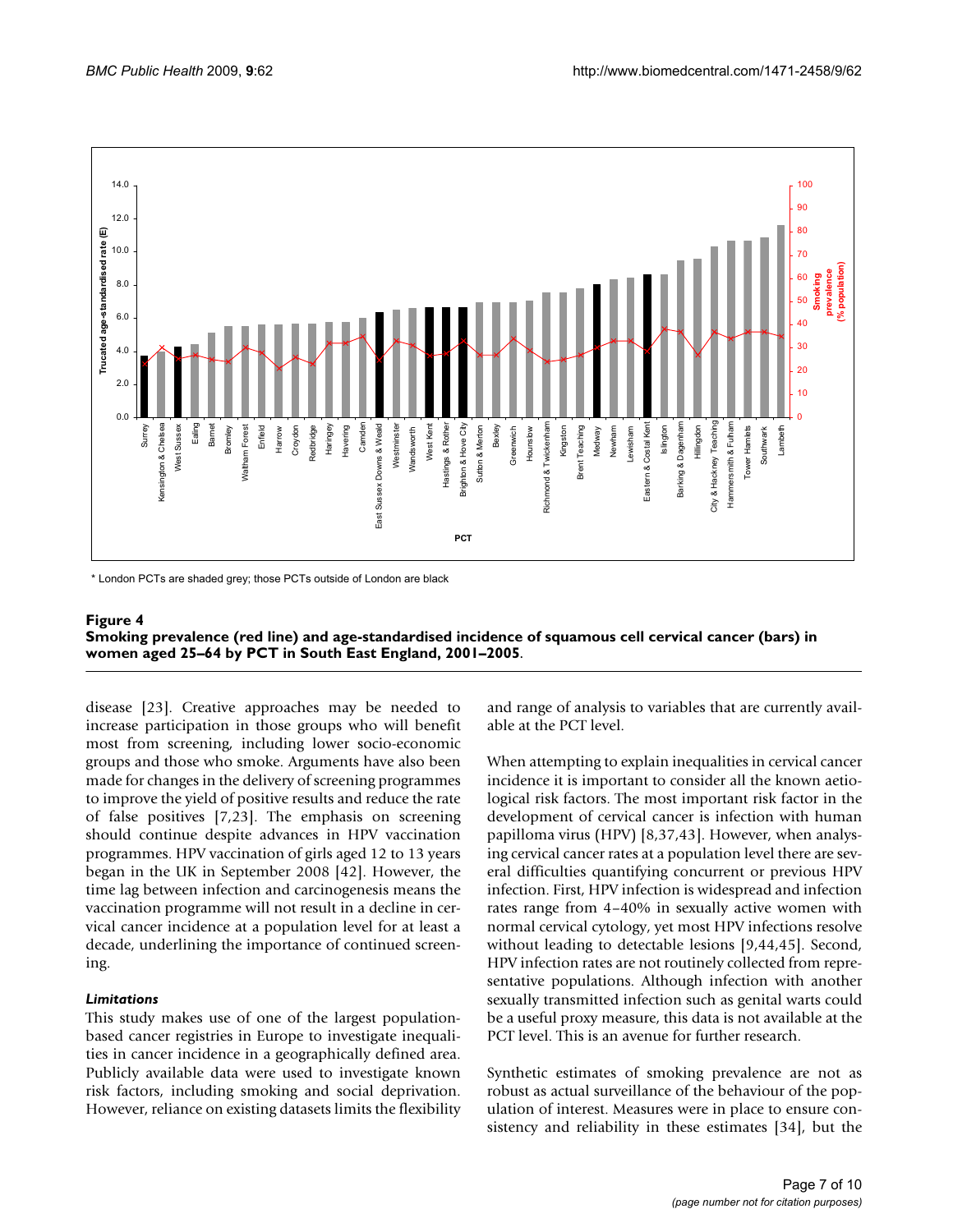\* London PCTs are shaded grey; those PCTs outside of London are black

**Figure 4**
**Smoking prevalence (red line) and age-standardised incidence of squamous cell cervical cancer (bars) in women aged 25–64 by PCT in South East England, 2001–2005**.

disease [23]. Creative approaches may be needed to increase participation in those groups who will benefit most from screening, including lower socio-economic groups and those who smoke. Arguments have also been made for changes in the delivery of screening programmes to improve the yield of positive results and reduce the rate of false positives [7,23]. The emphasis on screening should continue despite advances in HPV vaccination programmes. HPV vaccination of girls aged 12 to 13 years began in the UK in September 2008 [42]. However, the time lag between infection and carcinogenesis means the vaccination programme will not result in a decline in cervical cancer incidence at a population level for at least a decade, underlining the importance of continued screening.

### *Limitations*

This study makes use of one of the largest population-based cancer registries in Europe to investigate inequalities in cancer incidence in a geographically defined area. Publicly available data were used to investigate known risk factors, including smoking and social deprivation. However, reliance on existing datasets limits the flexibility and range of analysis to variables that are currently available at the PCT level.

When attempting to explain inequalities in cervical cancer incidence it is important to consider all the known aetiological risk factors. The most important risk factor in the development of cervical cancer is infection with human papilloma virus (HPV) [8,37,43]. However, when analysing cervical cancer rates at a population level there are several difficulties quantifying concurrent or previous HPV infection. First, HPV infection is widespread and infection rates range from 4–40% in sexually active women with normal cervical cytology, yet most HPV infections resolve without leading to detectable lesions [9,44,45]. Second, HPV infection rates are not routinely collected from representative populations. Although infection with another sexually transmitted infection such as genital warts could be a useful proxy measure, this data is not available at the PCT level. This is an avenue for further research.

Synthetic estimates of smoking prevalence are not as robust as actual surveillance of the behaviour of the population of interest. Measures were in place to ensure consistency and reliability in these estimates [34], but the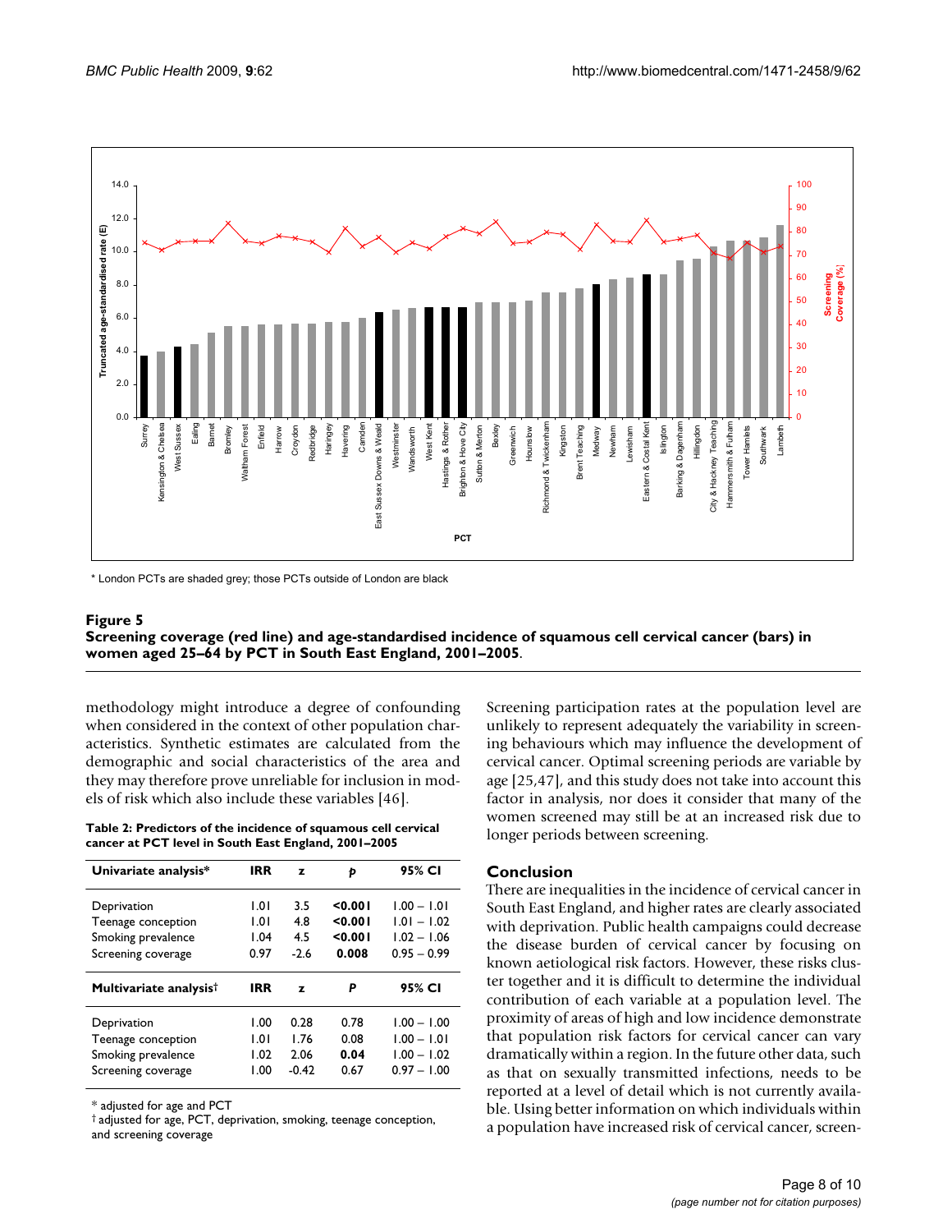\* London PCTs are shaded grey; those PCTs outside of London are black

**Figure 5**
**Screening coverage (red line) and age-standardised incidence of squamous cell cervical cancer (bars) in women aged 25–64 by PCT in South East England, 2001–2005**.

methodology might introduce a degree of confounding when considered in the context of other population characteristics. Synthetic estimates are calculated from the demographic and social characteristics of the area and they may therefore prove unreliable for inclusion in models of risk which also include these variables [46].

**Table 2: Predictors of the incidence of squamous cell cervical cancer at PCT level in South East England, 2001–2005**

| Univariate analysis* | IRR | z | p | 95% CI |
|---|---|---|---|---|
| Deprivation | 1.01 | 3.5 | **<0.001** | 1.00 – 1.01 |
| Teenage conception | 1.01 | 4.8 | **<0.001** | 1.01 – 1.02 |
| Smoking prevalence | 1.04 | 4.5 | **<0.001** | 1.02 – 1.06 |
| Screening coverage | 0.97 | -2.6 | **0.008** | 0.95 – 0.99 |
| **Multivariate analysis†** | **IRR** | **z** | **P** | **95% CI** |
| Deprivation | 1.00 | 0.28 | 0.78 | 1.00 – 1.00 |
| Teenage conception | 1.01 | 1.76 | 0.08 | 1.00 – 1.01 |
| Smoking prevalence | 1.02 | 2.06 | **0.04** | 1.00 – 1.02 |
| Screening coverage | 1.00 | -0.42 | 0.67 | 0.97 – 1.00 |

\* adjusted for age and PCT
† adjusted for age, PCT, deprivation, smoking, teenage conception, and screening coverage

Screening participation rates at the population level are unlikely to represent adequately the variability in screening behaviours which may influence the development of cervical cancer. Optimal screening periods are variable by age [25,47], and this study does not take into account this factor in analysis, nor does it consider that many of the women screened may still be at an increased risk due to longer periods between screening.

## Conclusion

There are inequalities in the incidence of cervical cancer in South East England, and higher rates are clearly associated with deprivation. Public health campaigns could decrease the disease burden of cervical cancer by focusing on known aetiological risk factors. However, these risks cluster together and it is difficult to determine the individual contribution of each variable at a population level. The proximity of areas of high and low incidence demonstrate that population risk factors for cervical cancer can vary dramatically within a region. In the future other data, such as that on sexually transmitted infections, needs to be reported at a level of detail which is not currently available. Using better information on which individuals within a population have increased risk of cervical cancer, screen-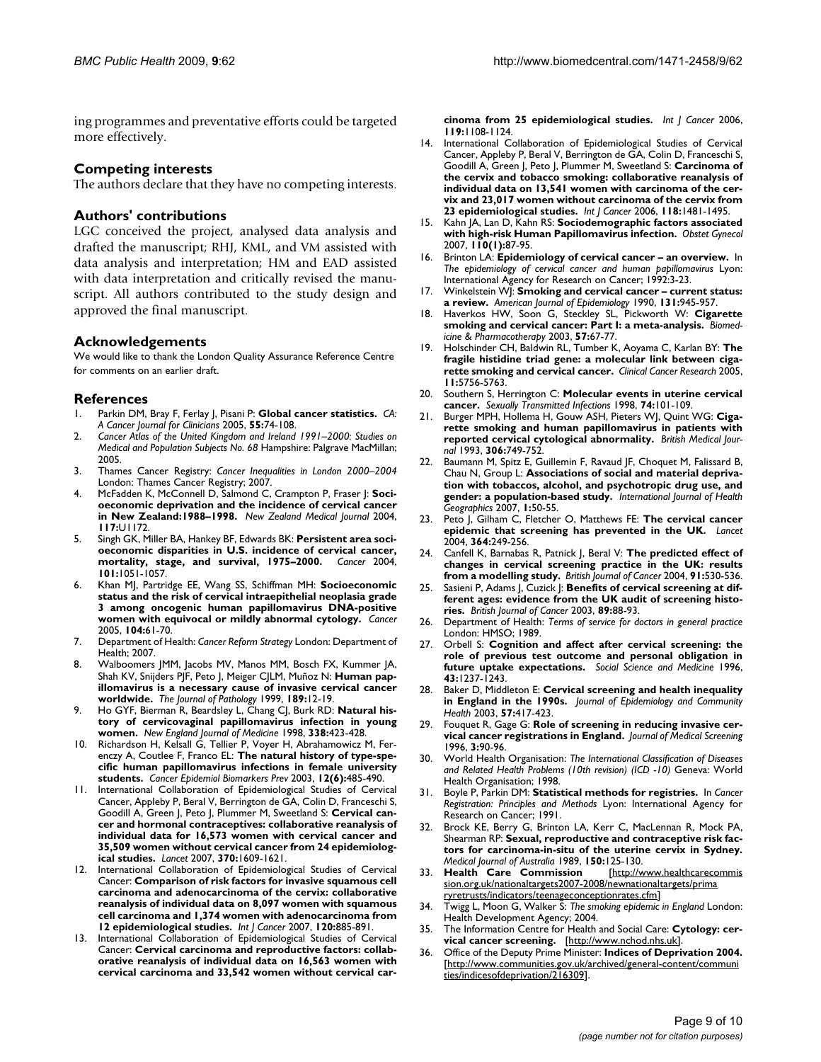ing programmes and preventative efforts could be targeted more effectively.

## Competing interests

The authors declare that they have no competing interests.

## Authors' contributions

LGC conceived the project, analysed data analysis and drafted the manuscript; RHJ, KML, and VM assisted with data analysis and interpretation; HM and EAD assisted with data interpretation and critically revised the manuscript. All authors contributed to the study design and approved the final manuscript.

## Acknowledgements

We would like to thank the London Quality Assurance Reference Centre for comments on an earlier draft.

## References

1. Parkin DM, Bray F, Ferlay J, Pisani P: **Global cancer statistics.** *CA: A Cancer Journal for Clinicians* 2005, **55:**74-108.
2. *Cancer Atlas of the United Kingdom and Ireland 1991–2000: Studies on Medical and Population Subjects No. 68* Hampshire: Palgrave MacMillan; 2005.
3. Thames Cancer Registry: *Cancer Inequalities in London 2000–2004* London: Thames Cancer Registry; 2007.
4. McFadden K, McConnell D, Salmond C, Crampton P, Fraser J: **Socioeconomic deprivation and the incidence of cervical cancer in New Zealand:1988–1998.** *New Zealand Medical Journal* 2004, **117:**U1172.
5. Singh GK, Miller BA, Hankey BF, Edwards BK: **Persistent area socioeconomic disparities in U.S. incidence of cervical cancer, mortality, stage, and survival, 1975–2000.** *Cancer* 2004, **101:**1051-1057.
6. Khan MJ, Partridge EE, Wang SS, Schiffman MH: **Socioeconomic status and the risk of cervical intraepithelial neoplasia grade 3 among oncogenic human papillomavirus DNA-positive women with equivocal or mildly abnormal cytology.** *Cancer* 2005, **104:**61-70.
7. Department of Health: *Cancer Reform Strategy* London: Department of Health; 2007.
8. Walboomers JMM, Jacobs MV, Manos MM, Bosch FX, Kummer JA, Shah KV, Snijders PJF, Peto J, Meiger CJLM, Muñoz N: **Human papillomavirus is a necessary cause of invasive cervical cancer worldwide.** *The Journal of Pathology* 1999, **189:**12-19.
9. Ho GYF, Bierman R, Beardsley L, Chang CJ, Burk RD: **Natural history of cervicovaginal papillomavirus infection in young women.** *New England Journal of Medicine* 1998, **338:**423-428.
10. Richardson H, Kelsall G, Tellier P, Voyer H, Abrahamowicz M, Ferenczy A, Coutlee F, Franco EL: **The natural history of type-specific human papillomavirus infections in female university students.** *Cancer Epidemiol Biomarkers Prev* 2003, **12(6):**485-490.
11. International Collaboration of Epidemiological Studies of Cervical Cancer, Appleby P, Beral V, Berrington de GA, Colin D, Franceschi S, Goodill A, Green J, Peto J, Plummer M, Sweetland S: **Cervical cancer and hormonal contraceptives: collaborative reanalysis of individual data for 16,573 women with cervical cancer and 35,509 women without cervical cancer from 24 epidemiological studies.** *Lancet* 2007, **370:**1609-1621.
12. International Collaboration of Epidemiological Studies of Cervical Cancer: **Comparison of risk factors for invasive squamous cell carcinoma and adenocarcinoma of the cervix: collaborative reanalysis of individual data on 8,097 women with squamous cell carcinoma and 1,374 women with adenocarcinoma from 12 epidemiological studies.** *Int J Cancer* 2007, **120:**885-891.
13. International Collaboration of Epidemiological Studies of Cervical Cancer: **Cervical carcinoma and reproductive factors: collaborative reanalysis of individual data on 16,563 women with cervical carcinoma and 33,542 women without cervical carcinoma from 25 epidemiological studies.** *Int J Cancer* 2006, **119:**1108-1124.
14. International Collaboration of Epidemiological Studies of Cervical Cancer, Appleby P, Beral V, Berrington de GA, Colin D, Franceschi S, Goodill A, Green J, Peto J, Plummer M, Sweetland S: **Carcinoma of the cervix and tobacco smoking: collaborative reanalysis of individual data on 13,541 women with carcinoma of the cervix and 23,017 women without carcinoma of the cervix from 23 epidemiological studies.** *Int J Cancer* 2006, **118:**1481-1495.
15. Kahn JA, Lan D, Kahn RS: **Sociodemographic factors associated with high-risk Human Papillomavirus infection.** *Obstet Gynecol* 2007, **110(1):**87-95.
16. Brinton LA: **Epidemiology of cervical cancer – an overview.** In *The epidemiology of cervical cancer and human papillomavirus* Lyon: International Agency for Research on Cancer; 1992:3-23.
17. Winkelstein WJ: **Smoking and cervical cancer – current status: a review.** *American Journal of Epidemiology* 1990, **131:**945-957.
18. Haverkos HW, Soon G, Steckley SL, Pickworth W: **Cigarette smoking and cervical cancer: Part I: a meta-analysis.** *Biomedicine & Pharmacotherapy* 2003, **57:**67-77.
19. Holschinder CH, Baldwin RL, Tumber K, Aoyama C, Karlan BY: **The fragile histidine triad gene: a molecular link between cigarette smoking and cervical cancer.** *Clinical Cancer Research* 2005, **11:**5756-5763.
20. Southern S, Herrington C: **Molecular events in uterine cervical cancer.** *Sexually Transmitted Infections* 1998, **74:**101-109.
21. Burger MPH, Hollema H, Gouw ASH, Pieters WJ, Quint WG: **Cigarette smoking and human papillomavirus in patients with reported cervical cytological abnormality.** *British Medical Journal* 1993, **306:**749-752.
22. Baumann M, Spitz E, Guillemin F, Ravaud JF, Choquet M, Falissard B, Chau N, Group L: **Associations of social and material deprivation with tobaccos, alcohol, and psychotropic drug use, and gender: a population-based study.** *International Journal of Health Geographics* 2007, **1:**50-55.
23. Peto J, Gilham C, Fletcher O, Matthews FE: **The cervical cancer epidemic that screening has prevented in the UK.** *Lancet* 2004, **364:**249-256.
24. Canfell K, Barnabas R, Patnick J, Beral V: **The predicted effect of changes in cervical screening practice in the UK: results from a modelling study.** *British Journal of Cancer* 2004, **91:**530-536.
25. Sasieni P, Adams J, Cuzick J: **Benefits of cervical screening at different ages: evidence from the UK audit of screening histories.** *British Journal of Cancer* 2003, **89:**88-93.
26. Department of Health: *Terms of service for doctors in general practice* London: HMSO; 1989.
27. Orbell S: **Cognition and affect after cervical screening: the role of previous test outcome and personal obligation in future uptake expectations.** *Social Science and Medicine* 1996, **43:**1237-1243.
28. Baker D, Middleton E: **Cervical screening and health inequality in England in the 1990s.** *Journal of Epidemiology and Community Health* 2003, **57:**417-423.
29. Fouquet R, Gage G: **Role of screening in reducing invasive cervical cancer registrations in England.** *Journal of Medical Screening* 1996, **3:**90-96.
30. World Health Organisation: *The International Classification of Diseases and Related Health Problems (10th revision) (ICD -10)* Geneva: World Health Organisation; 1998.
31. Boyle P, Parkin DM: **Statistical methods for registries.** In *Cancer Registration: Principles and Methods* Lyon: International Agency for Research on Cancer; 1991.
32. Brock KE, Berry G, Brinton LA, Kerr C, MacLennan R, Mock PA, Shearman RP: **Sexual, reproductive and contraceptive risk factors for carcinoma-in-situ of the uterine cervix in Sydney.** *Medical Journal of Australia* 1989, **150:**125-130.
33. **Health Care Commission** [http://www.healthcarecommission.org.uk/nationaltargets2007-2008/newnationaltargets/primaryretrusts/indicators/teenageconceptionrates.cfm]
34. Twigg L, Moon G, Walker S: *The smoking epidemic in England* London: Health Development Agency; 2004.
35. The Information Centre for Health and Social Care: **Cytology: cervical cancer screening.** [http://www.nchod.nhs.uk].
36. Office of the Deputy Prime Minister: **Indices of Deprivation 2004.** [http://www.communities.gov.uk/archived/general-content/communities/indicesofdeprivation/216309].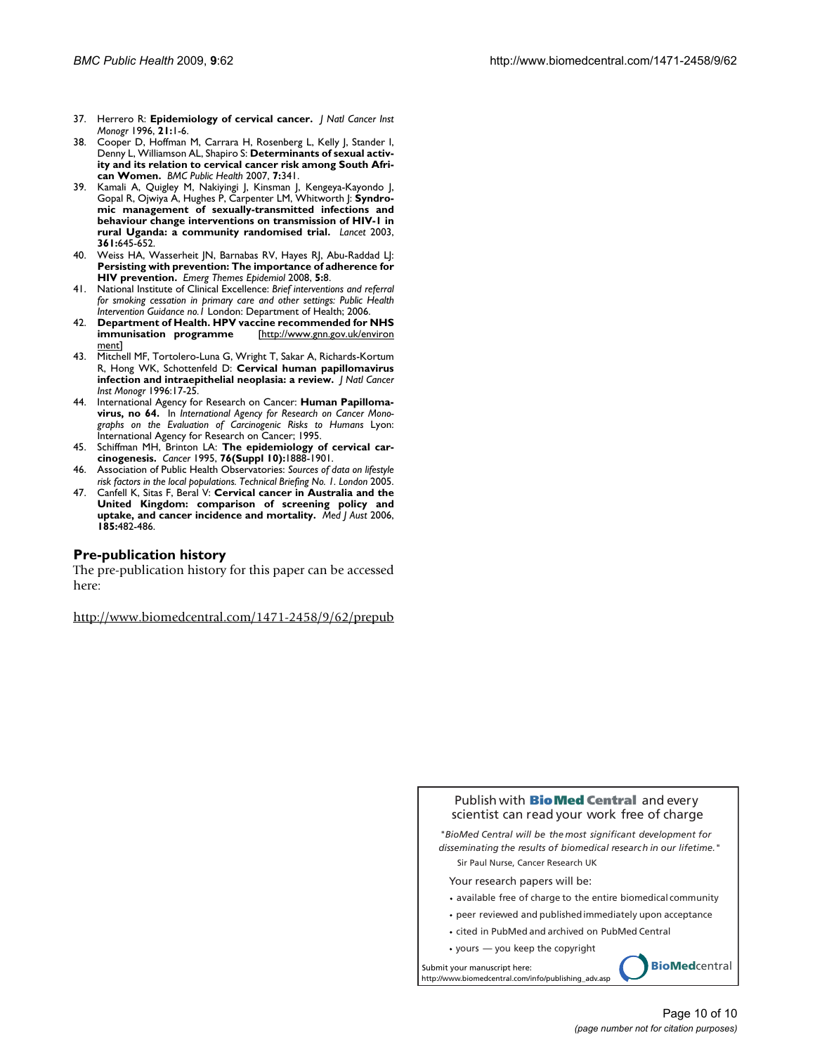37. Herrero R: **Epidemiology of cervical cancer.** *J Natl Cancer Inst Monogr* 1996, **21:**1-6.
38. Cooper D, Hoffman M, Carrara H, Rosenberg L, Kelly J, Stander I, Denny L, Williamson AL, Shapiro S: **Determinants of sexual activity and its relation to cervical cancer risk among South African Women.** *BMC Public Health* 2007, **7:**341.
39. Kamali A, Quigley M, Nakiyingi J, Kinsman J, Kengeya-Kayondo J, Gopal R, Ojwiya A, Hughes P, Carpenter LM, Whitworth J: **Syndromic management of sexually-transmitted infections and behaviour change interventions on transmission of HIV-1 in rural Uganda: a community randomised trial.** *Lancet* 2003, **361:**645-652.
40. Weiss HA, Wasserheit JN, Barnabas RV, Hayes RJ, Abu-Raddad LJ: **Persisting with prevention: The importance of adherence for HIV prevention.** *Emerg Themes Epidemiol* 2008, **5:**8.
41. National Institute of Clinical Excellence: *Brief interventions and referral for smoking cessation in primary care and other settings: Public Health Intervention Guidance no.1* London: Department of Health; 2006.
42. **Department of Health. HPV vaccine recommended for NHS immunisation programme** [http://www.gnn.gov.uk/environment]
43. Mitchell MF, Tortolero-Luna G, Wright T, Sakar A, Richards-Kortum R, Hong WK, Schottenfeld D: **Cervical human papillomavirus infection and intraepithelial neoplasia: a review.** *J Natl Cancer Inst Monogr* 1996:17-25.
44. International Agency for Research on Cancer: **Human Papillomavirus, no 64.** In *International Agency for Research on Cancer Monographs on the Evaluation of Carcinogenic Risks to Humans* Lyon: International Agency for Research on Cancer; 1995.
45. Schiffman MH, Brinton LA: **The epidemiology of cervical carcinogenesis.** *Cancer* 1995, **76(Suppl 10):**1888-1901.
46. Association of Public Health Observatories: *Sources of data on lifestyle risk factors in the local populations. Technical Briefing No. 1. London* 2005.
47. Canfell K, Sitas F, Beral V: **Cervical cancer in Australia and the United Kingdom: comparison of screening policy and uptake, and cancer incidence and mortality.** *Med J Aust* 2006, **185:**482-486.

## Pre-publication history

The pre-publication history for this paper can be accessed here:

http://www.biomedcentral.com/1471-2458/9/62/prepub

Publish with **BioMed Central** and every scientist can read your work free of charge

*"BioMed Central will be the most significant development for disseminating the results of biomedical research in our lifetime."*

Sir Paul Nurse, Cancer Research UK

Your research papers will be:

- available free of charge to the entire biomedical community
- peer reviewed and published immediately upon acceptance
- cited in PubMed and archived on PubMed Central
- yours — you keep the copyright

Submit your manuscript here:
http://www.biomedcentral.com/info/publishing_adv.asp

**BioMed**central